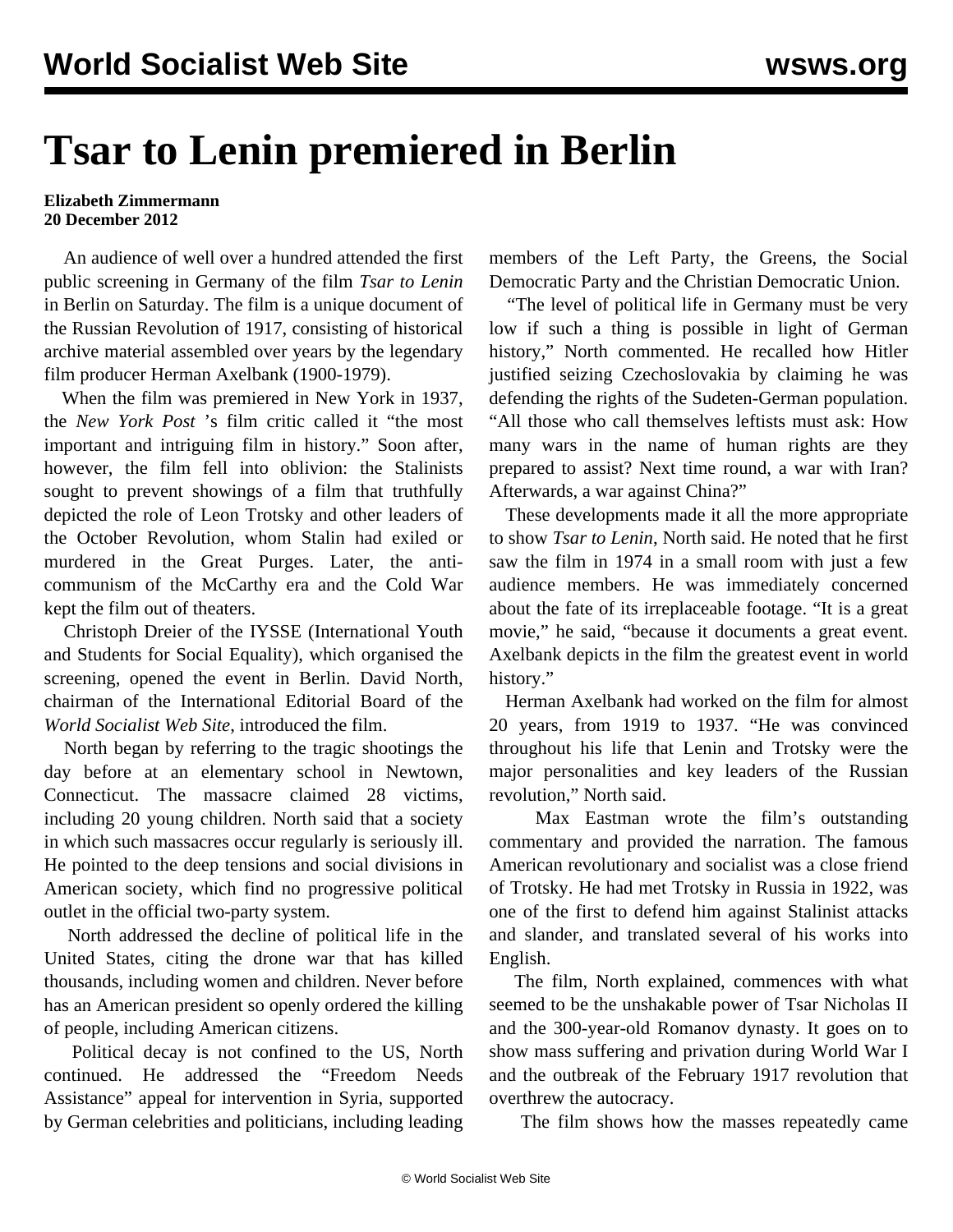# Tsar to Lenin premiered in Berlin

**Elizabeth Zimmermann**
**20 December 2012**

An audience of well over a hundred attended the first public screening in Germany of the film *Tsar to Lenin* in Berlin on Saturday. The film is a unique document of the Russian Revolution of 1917, consisting of historical archive material assembled over years by the legendary film producer Herman Axelbank (1900-1979).

When the film was premiered in New York in 1937, the *New York Post* 's film critic called it "the most important and intriguing film in history." Soon after, however, the film fell into oblivion: the Stalinists sought to prevent showings of a film that truthfully depicted the role of Leon Trotsky and other leaders of the October Revolution, whom Stalin had exiled or murdered in the Great Purges. Later, the anti-communism of the McCarthy era and the Cold War kept the film out of theaters.

Christoph Dreier of the IYSSE (International Youth and Students for Social Equality), which organised the screening, opened the event in Berlin. David North, chairman of the International Editorial Board of the *World Socialist Web Site*, introduced the film.

North began by referring to the tragic shootings the day before at an elementary school in Newtown, Connecticut. The massacre claimed 28 victims, including 20 young children. North said that a society in which such massacres occur regularly is seriously ill. He pointed to the deep tensions and social divisions in American society, which find no progressive political outlet in the official two-party system.

North addressed the decline of political life in the United States, citing the drone war that has killed thousands, including women and children. Never before has an American president so openly ordered the killing of people, including American citizens.

Political decay is not confined to the US, North continued. He addressed the "Freedom Needs Assistance" appeal for intervention in Syria, supported by German celebrities and politicians, including leading members of the Left Party, the Greens, the Social Democratic Party and the Christian Democratic Union.

"The level of political life in Germany must be very low if such a thing is possible in light of German history," North commented. He recalled how Hitler justified seizing Czechoslovakia by claiming he was defending the rights of the Sudeten-German population. "All those who call themselves leftists must ask: How many wars in the name of human rights are they prepared to assist? Next time round, a war with Iran? Afterwards, a war against China?"

These developments made it all the more appropriate to show *Tsar to Lenin*, North said. He noted that he first saw the film in 1974 in a small room with just a few audience members. He was immediately concerned about the fate of its irreplaceable footage. "It is a great movie," he said, "because it documents a great event. Axelbank depicts in the film the greatest event in world history."

Herman Axelbank had worked on the film for almost 20 years, from 1919 to 1937. "He was convinced throughout his life that Lenin and Trotsky were the major personalities and key leaders of the Russian revolution," North said.

Max Eastman wrote the film's outstanding commentary and provided the narration. The famous American revolutionary and socialist was a close friend of Trotsky. He had met Trotsky in Russia in 1922, was one of the first to defend him against Stalinist attacks and slander, and translated several of his works into English.

The film, North explained, commences with what seemed to be the unshakable power of Tsar Nicholas II and the 300-year-old Romanov dynasty. It goes on to show mass suffering and privation during World War I and the outbreak of the February 1917 revolution that overthrew the autocracy.

The film shows how the masses repeatedly came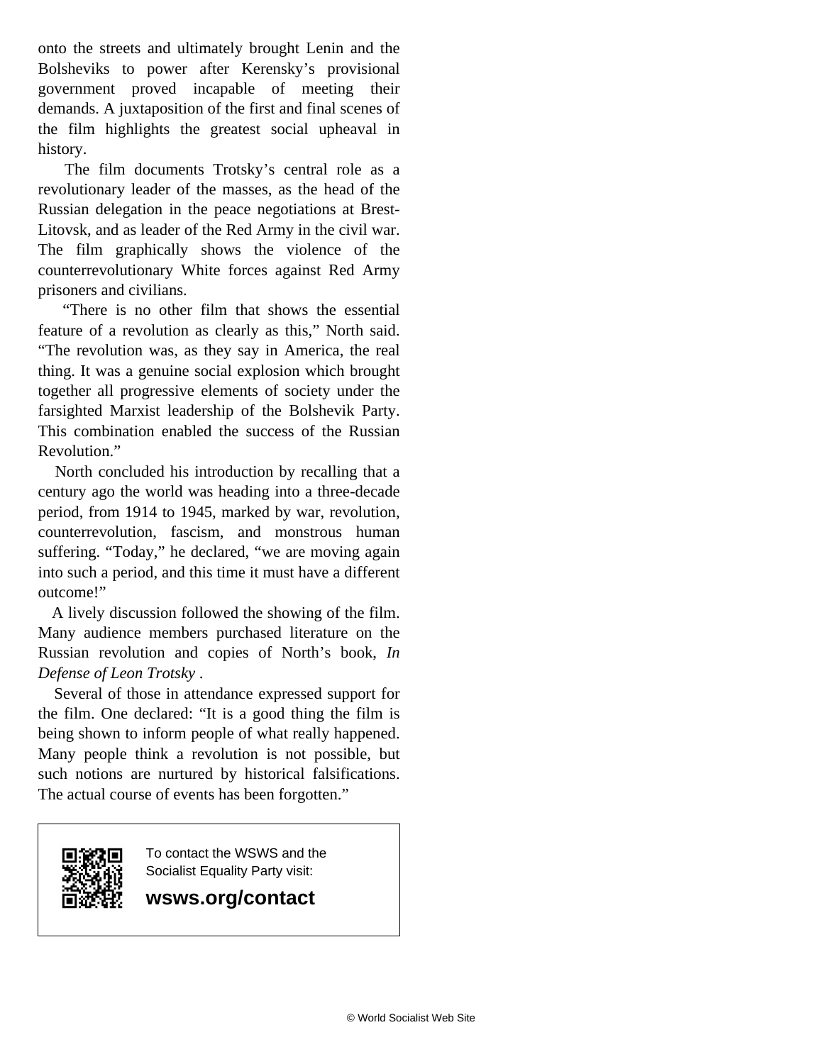onto the streets and ultimately brought Lenin and the Bolsheviks to power after Kerensky's provisional government proved incapable of meeting their demands. A juxtaposition of the first and final scenes of the film highlights the greatest social upheaval in history.

The film documents Trotsky's central role as a revolutionary leader of the masses, as the head of the Russian delegation in the peace negotiations at Brest-Litovsk, and as leader of the Red Army in the civil war. The film graphically shows the violence of the counterrevolutionary White forces against Red Army prisoners and civilians.

"There is no other film that shows the essential feature of a revolution as clearly as this," North said. "The revolution was, as they say in America, the real thing. It was a genuine social explosion which brought together all progressive elements of society under the farsighted Marxist leadership of the Bolshevik Party. This combination enabled the success of the Russian Revolution."

North concluded his introduction by recalling that a century ago the world was heading into a three-decade period, from 1914 to 1945, marked by war, revolution, counterrevolution, fascism, and monstrous human suffering. "Today," he declared, "we are moving again into such a period, and this time it must have a different outcome!"

A lively discussion followed the showing of the film. Many audience members purchased literature on the Russian revolution and copies of North's book, *In Defense of Leon Trotsky* .

Several of those in attendance expressed support for the film. One declared: "It is a good thing the film is being shown to inform people of what really happened. Many people think a revolution is not possible, but such notions are nurtured by historical falsifications. The actual course of events has been forgotten."

To contact the WSWS and the Socialist Equality Party visit:

**wsws.org/contact**